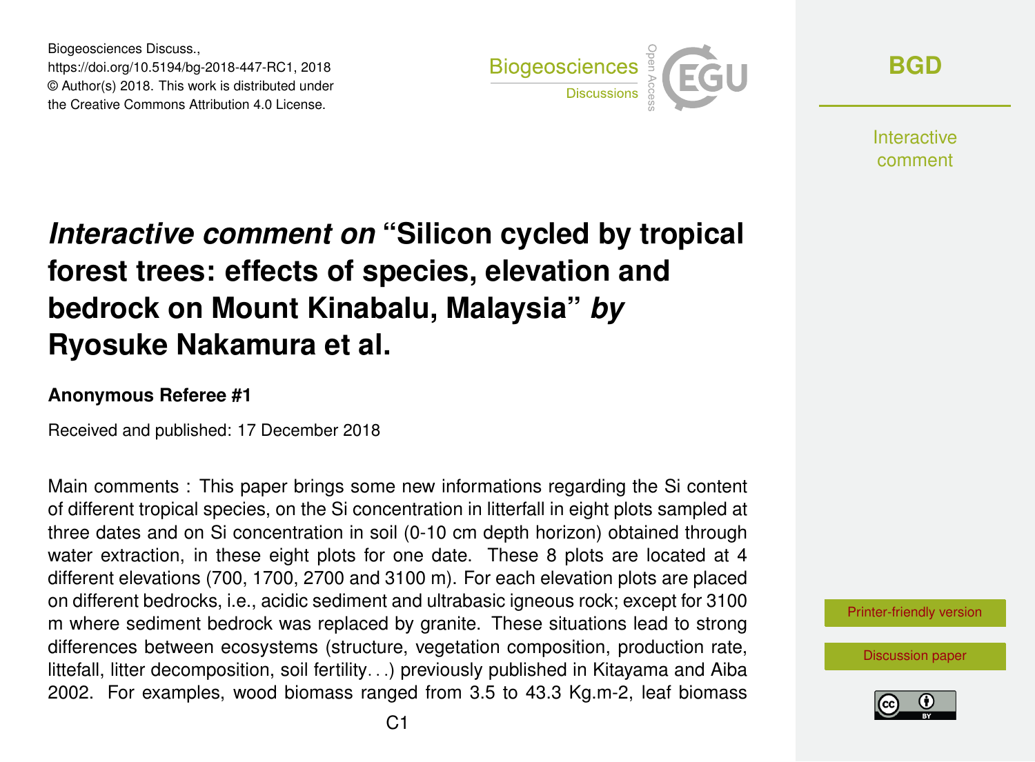# *Interactive comment on* "Silicon cycled by tropical forest trees: effects of species, elevation and bedrock on Mount Kinabalu, Malaysia" *by* Ryosuke Nakamura et al.

**Anonymous Referee #1**

Received and published: 17 December 2018

Main comments : This paper brings some new informations regarding the Si content of different tropical species, on the Si concentration in litterfall in eight plots sampled at three dates and on Si concentration in soil (0-10 cm depth horizon) obtained through water extraction, in these eight plots for one date. These 8 plots are located at 4 different elevations (700, 1700, 2700 and 3100 m). For each elevation plots are placed on different bedrocks, i.e., acidic sediment and ultrabasic igneous rock; except for 3100 m where sediment bedrock was replaced by granite. These situations lead to strong differences between ecosystems (structure, vegetation composition, production rate, littefall, litter decomposition, soil fertility. . .) previously published in Kitayama and Aiba 2002. For examples, wood biomass ranged from 3.5 to 43.3 Kg.m-2, leaf biomass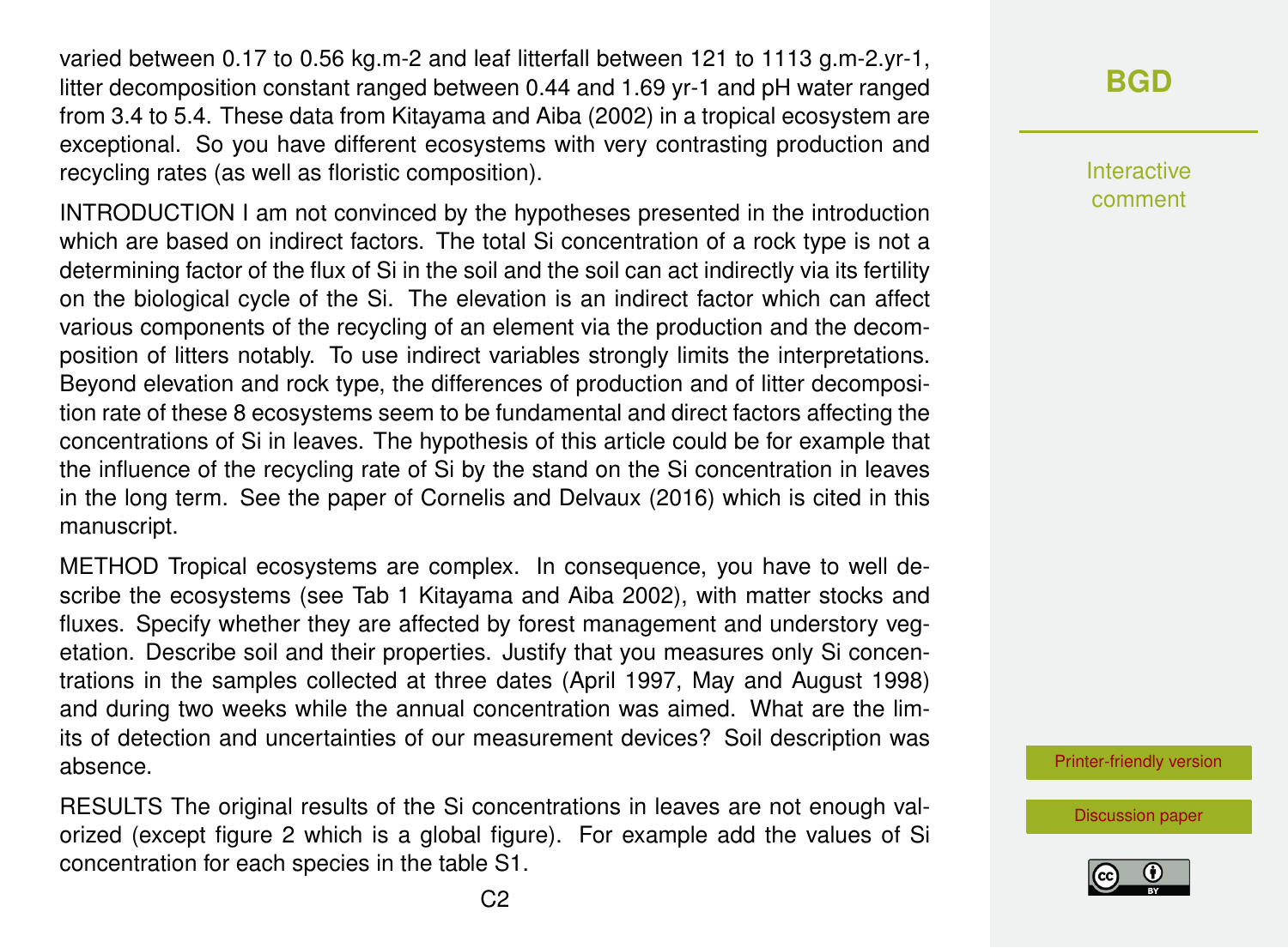varied between 0.17 to 0.56 kg.m-2 and leaf litterfall between 121 to 1113 g.m-2.yr-1, litter decomposition constant ranged between 0.44 and 1.69 yr-1 and pH water ranged from 3.4 to 5.4. These data from Kitayama and Aiba (2002) in a tropical ecosystem are exceptional. So you have different ecosystems with very contrasting production and recycling rates (as well as floristic composition).

INTRODUCTION I am not convinced by the hypotheses presented in the introduction which are based on indirect factors. The total Si concentration of a rock type is not a determining factor of the flux of Si in the soil and the soil can act indirectly via its fertility on the biological cycle of the Si. The elevation is an indirect factor which can affect various components of the recycling of an element via the production and the decomposition of litters notably. To use indirect variables strongly limits the interpretations. Beyond elevation and rock type, the differences of production and of litter decomposition rate of these 8 ecosystems seem to be fundamental and direct factors affecting the concentrations of Si in leaves. The hypothesis of this article could be for example that the influence of the recycling rate of Si by the stand on the Si concentration in leaves in the long term. See the paper of Cornelis and Delvaux (2016) which is cited in this manuscript.

METHOD Tropical ecosystems are complex. In consequence, you have to well describe the ecosystems (see Tab 1 Kitayama and Aiba 2002), with matter stocks and fluxes. Specify whether they are affected by forest management and understory vegetation. Describe soil and their properties. Justify that you measures only Si concentrations in the samples collected at three dates (April 1997, May and August 1998) and during two weeks while the annual concentration was aimed. What are the limits of detection and uncertainties of our measurement devices? Soil description was absence.

RESULTS The original results of the Si concentrations in leaves are not enough valorized (except figure 2 which is a global figure). For example add the values of Si concentration for each species in the table S1.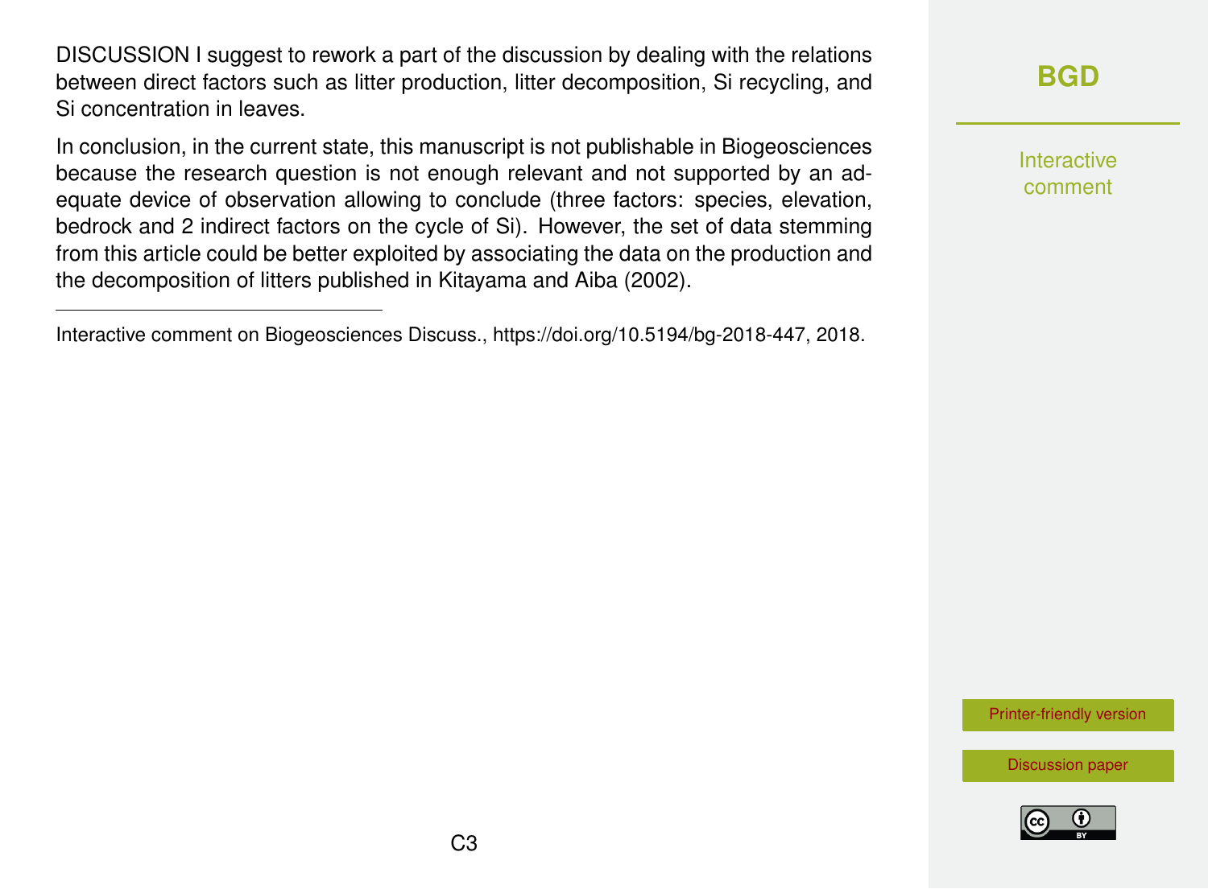DISCUSSION I suggest to rework a part of the discussion by dealing with the relations between direct factors such as litter production, litter decomposition, Si recycling, and Si concentration in leaves.

In conclusion, in the current state, this manuscript is not publishable in Biogeosciences because the research question is not enough relevant and not supported by an adequate device of observation allowing to conclude (three factors: species, elevation, bedrock and 2 indirect factors on the cycle of Si). However, the set of data stemming from this article could be better exploited by associating the data on the production and the decomposition of litters published in Kitayama and Aiba (2002).

---

Interactive comment on Biogeosciences Discuss., https://doi.org/10.5194/bg-2018-447, 2018.